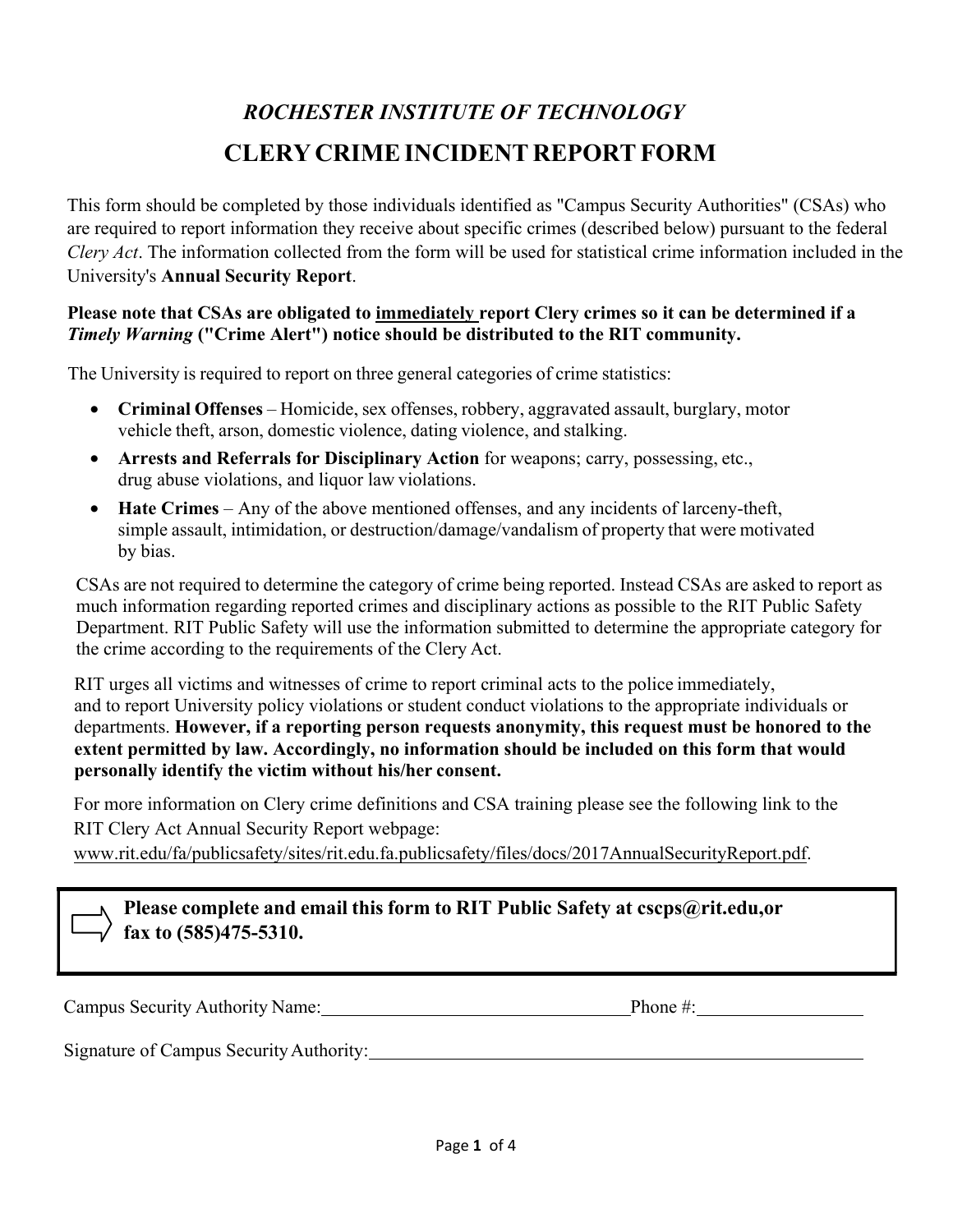### *ROCHESTER INSTITUTE OF TECHNOLOGY*

# CLERY CRIME INCIDENT REPORT FORM

This form should be completed by those individuals identified as "Campus Security Authorities" (CSAs) who are required to report information they receive about specific crimes (described below) pursuant to the federal *Clery Act*. The information collected from the form will be used for statistical crime information included in the University's **Annual Security Report**.

**Please note that CSAs are obligated to <u>immediately</u> report Clery crimes so it can be determined if a *Timely Warning* ("Crime Alert") notice should be distributed to the RIT community.**

The University is required to report on three general categories of crime statistics:

- **Criminal Offenses** – Homicide, sex offenses, robbery, aggravated assault, burglary, motor vehicle theft, arson, domestic violence, dating violence, and stalking.
- **Arrests and Referrals for Disciplinary Action** for weapons; carry, possessing, etc., drug abuse violations, and liquor law violations.
- **Hate Crimes** – Any of the above mentioned offenses, and any incidents of larceny-theft, simple assault, intimidation, or destruction/damage/vandalism of property that were motivated by bias.

CSAs are not required to determine the category of crime being reported. Instead CSAs are asked to report as much information regarding reported crimes and disciplinary actions as possible to the RIT Public Safety Department. RIT Public Safety will use the information submitted to determine the appropriate category for the crime according to the requirements of the Clery Act.

RIT urges all victims and witnesses of crime to report criminal acts to the police immediately, and to report University policy violations or student conduct violations to the appropriate individuals or departments. **However, if a reporting person requests anonymity, this request must be honored to the extent permitted by law. Accordingly, no information should be included on this form that would personally identify the victim without his/her consent.**

For more information on Clery crime definitions and CSA training please see the following link to the RIT Clery Act Annual Security Report webpage:
www.rit.edu/fa/publicsafety/sites/rit.edu.fa.publicsafety/files/docs/2017AnnualSecurityReport.pdf.

**Please complete and email this form to RIT Public Safety at cscps@rit.edu,or fax to (585)475-5310.**

Campus Security Authority Name: ______________________ Phone #: ______________

Signature of Campus Security Authority: ______________________________________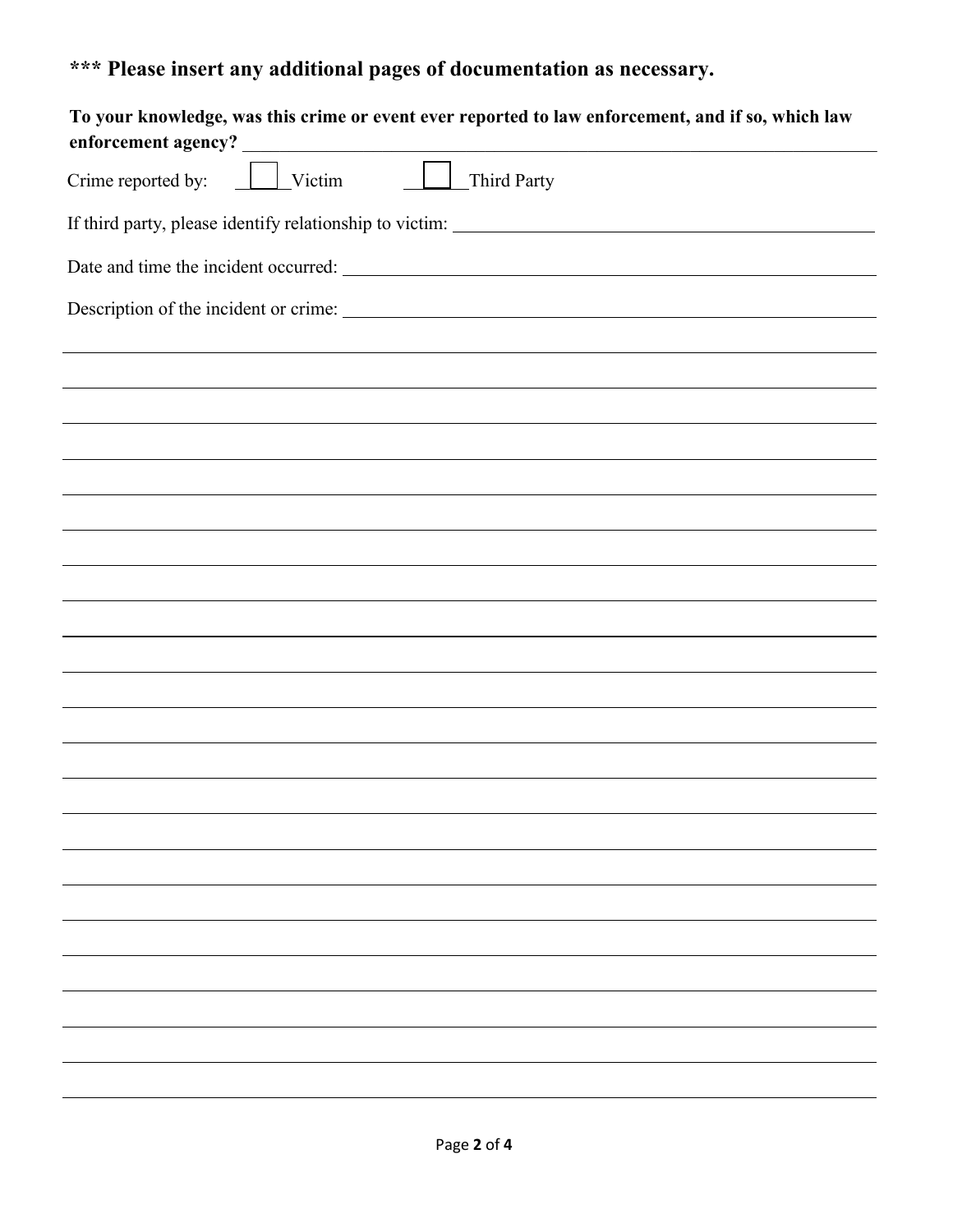**\*\*\* Please insert any additional pages of documentation as necessary.**

**To your knowledge, was this crime or event ever reported to law enforcement, and if so, which law enforcement agency?** \_\_\_\_\_\_\_\_\_\_\_\_\_\_\_\_\_\_\_\_\_\_\_\_\_\_\_\_\_\_\_\_\_\_\_\_\_\_\_\_

Crime reported by: ☐ Victim ☐ Third Party

If third party, please identify relationship to victim: \_\_\_\_\_\_\_\_\_\_\_\_\_\_\_\_\_\_\_\_\_\_\_\_\_\_\_\_\_\_\_\_\_\_\_\_\_\_\_\_

Date and time the incident occurred: \_\_\_\_\_\_\_\_\_\_\_\_\_\_\_\_\_\_\_\_\_\_\_\_\_\_\_\_\_\_\_\_\_\_\_\_\_\_\_\_

Description of the incident or crime: \_\_\_\_\_\_\_\_\_\_\_\_\_\_\_\_\_\_\_\_\_\_\_\_\_\_\_\_\_\_\_\_\_\_\_\_\_\_\_\_

\_\_\_\_\_\_\_\_\_\_\_\_\_\_\_\_\_\_\_\_\_\_\_\_\_\_\_\_\_\_\_\_\_\_\_\_\_\_\_\_\_\_\_\_\_\_\_\_\_\_\_\_\_\_\_\_\_\_\_\_\_\_\_\_\_\_\_\_\_\_\_\_\_\_\_\_\_\_

\_\_\_\_\_\_\_\_\_\_\_\_\_\_\_\_\_\_\_\_\_\_\_\_\_\_\_\_\_\_\_\_\_\_\_\_\_\_\_\_\_\_\_\_\_\_\_\_\_\_\_\_\_\_\_\_\_\_\_\_\_\_\_\_\_\_\_\_\_\_\_\_\_\_\_\_\_\_

\_\_\_\_\_\_\_\_\_\_\_\_\_\_\_\_\_\_\_\_\_\_\_\_\_\_\_\_\_\_\_\_\_\_\_\_\_\_\_\_\_\_\_\_\_\_\_\_\_\_\_\_\_\_\_\_\_\_\_\_\_\_\_\_\_\_\_\_\_\_\_\_\_\_\_\_\_\_

\_\_\_\_\_\_\_\_\_\_\_\_\_\_\_\_\_\_\_\_\_\_\_\_\_\_\_\_\_\_\_\_\_\_\_\_\_\_\_\_\_\_\_\_\_\_\_\_\_\_\_\_\_\_\_\_\_\_\_\_\_\_\_\_\_\_\_\_\_\_\_\_\_\_\_\_\_\_

\_\_\_\_\_\_\_\_\_\_\_\_\_\_\_\_\_\_\_\_\_\_\_\_\_\_\_\_\_\_\_\_\_\_\_\_\_\_\_\_\_\_\_\_\_\_\_\_\_\_\_\_\_\_\_\_\_\_\_\_\_\_\_\_\_\_\_\_\_\_\_\_\_\_\_\_\_\_

\_\_\_\_\_\_\_\_\_\_\_\_\_\_\_\_\_\_\_\_\_\_\_\_\_\_\_\_\_\_\_\_\_\_\_\_\_\_\_\_\_\_\_\_\_\_\_\_\_\_\_\_\_\_\_\_\_\_\_\_\_\_\_\_\_\_\_\_\_\_\_\_\_\_\_\_\_\_

\_\_\_\_\_\_\_\_\_\_\_\_\_\_\_\_\_\_\_\_\_\_\_\_\_\_\_\_\_\_\_\_\_\_\_\_\_\_\_\_\_\_\_\_\_\_\_\_\_\_\_\_\_\_\_\_\_\_\_\_\_\_\_\_\_\_\_\_\_\_\_\_\_\_\_\_\_\_

\_\_\_\_\_\_\_\_\_\_\_\_\_\_\_\_\_\_\_\_\_\_\_\_\_\_\_\_\_\_\_\_\_\_\_\_\_\_\_\_\_\_\_\_\_\_\_\_\_\_\_\_\_\_\_\_\_\_\_\_\_\_\_\_\_\_\_\_\_\_\_\_\_\_\_\_\_\_

\_\_\_\_\_\_\_\_\_\_\_\_\_\_\_\_\_\_\_\_\_\_\_\_\_\_\_\_\_\_\_\_\_\_\_\_\_\_\_\_\_\_\_\_\_\_\_\_\_\_\_\_\_\_\_\_\_\_\_\_\_\_\_\_\_\_\_\_\_\_\_\_\_\_\_\_\_\_

\_\_\_\_\_\_\_\_\_\_\_\_\_\_\_\_\_\_\_\_\_\_\_\_\_\_\_\_\_\_\_\_\_\_\_\_\_\_\_\_\_\_\_\_\_\_\_\_\_\_\_\_\_\_\_\_\_\_\_\_\_\_\_\_\_\_\_\_\_\_\_\_\_\_\_\_\_\_

\_\_\_\_\_\_\_\_\_\_\_\_\_\_\_\_\_\_\_\_\_\_\_\_\_\_\_\_\_\_\_\_\_\_\_\_\_\_\_\_\_\_\_\_\_\_\_\_\_\_\_\_\_\_\_\_\_\_\_\_\_\_\_\_\_\_\_\_\_\_\_\_\_\_\_\_\_\_

\_\_\_\_\_\_\_\_\_\_\_\_\_\_\_\_\_\_\_\_\_\_\_\_\_\_\_\_\_\_\_\_\_\_\_\_\_\_\_\_\_\_\_\_\_\_\_\_\_\_\_\_\_\_\_\_\_\_\_\_\_\_\_\_\_\_\_\_\_\_\_\_\_\_\_\_\_\_

\_\_\_\_\_\_\_\_\_\_\_\_\_\_\_\_\_\_\_\_\_\_\_\_\_\_\_\_\_\_\_\_\_\_\_\_\_\_\_\_\_\_\_\_\_\_\_\_\_\_\_\_\_\_\_\_\_\_\_\_\_\_\_\_\_\_\_\_\_\_\_\_\_\_\_\_\_\_

\_\_\_\_\_\_\_\_\_\_\_\_\_\_\_\_\_\_\_\_\_\_\_\_\_\_\_\_\_\_\_\_\_\_\_\_\_\_\_\_\_\_\_\_\_\_\_\_\_\_\_\_\_\_\_\_\_\_\_\_\_\_\_\_\_\_\_\_\_\_\_\_\_\_\_\_\_\_

\_\_\_\_\_\_\_\_\_\_\_\_\_\_\_\_\_\_\_\_\_\_\_\_\_\_\_\_\_\_\_\_\_\_\_\_\_\_\_\_\_\_\_\_\_\_\_\_\_\_\_\_\_\_\_\_\_\_\_\_\_\_\_\_\_\_\_\_\_\_\_\_\_\_\_\_\_\_

\_\_\_\_\_\_\_\_\_\_\_\_\_\_\_\_\_\_\_\_\_\_\_\_\_\_\_\_\_\_\_\_\_\_\_\_\_\_\_\_\_\_\_\_\_\_\_\_\_\_\_\_\_\_\_\_\_\_\_\_\_\_\_\_\_\_\_\_\_\_\_\_\_\_\_\_\_\_

\_\_\_\_\_\_\_\_\_\_\_\_\_\_\_\_\_\_\_\_\_\_\_\_\_\_\_\_\_\_\_\_\_\_\_\_\_\_\_\_\_\_\_\_\_\_\_\_\_\_\_\_\_\_\_\_\_\_\_\_\_\_\_\_\_\_\_\_\_\_\_\_\_\_\_\_\_\_

\_\_\_\_\_\_\_\_\_\_\_\_\_\_\_\_\_\_\_\_\_\_\_\_\_\_\_\_\_\_\_\_\_\_\_\_\_\_\_\_\_\_\_\_\_\_\_\_\_\_\_\_\_\_\_\_\_\_\_\_\_\_\_\_\_\_\_\_\_\_\_\_\_\_\_\_\_\_

\_\_\_\_\_\_\_\_\_\_\_\_\_\_\_\_\_\_\_\_\_\_\_\_\_\_\_\_\_\_\_\_\_\_\_\_\_\_\_\_\_\_\_\_\_\_\_\_\_\_\_\_\_\_\_\_\_\_\_\_\_\_\_\_\_\_\_\_\_\_\_\_\_\_\_\_\_\_

\_\_\_\_\_\_\_\_\_\_\_\_\_\_\_\_\_\_\_\_\_\_\_\_\_\_\_\_\_\_\_\_\_\_\_\_\_\_\_\_\_\_\_\_\_\_\_\_\_\_\_\_\_\_\_\_\_\_\_\_\_\_\_\_\_\_\_\_\_\_\_\_\_\_\_\_\_\_

\_\_\_\_\_\_\_\_\_\_\_\_\_\_\_\_\_\_\_\_\_\_\_\_\_\_\_\_\_\_\_\_\_\_\_\_\_\_\_\_\_\_\_\_\_\_\_\_\_\_\_\_\_\_\_\_\_\_\_\_\_\_\_\_\_\_\_\_\_\_\_\_\_\_\_\_\_\_

\_\_\_\_\_\_\_\_\_\_\_\_\_\_\_\_\_\_\_\_\_\_\_\_\_\_\_\_\_\_\_\_\_\_\_\_\_\_\_\_\_\_\_\_\_\_\_\_\_\_\_\_\_\_\_\_\_\_\_\_\_\_\_\_\_\_\_\_\_\_\_\_\_\_\_\_\_\_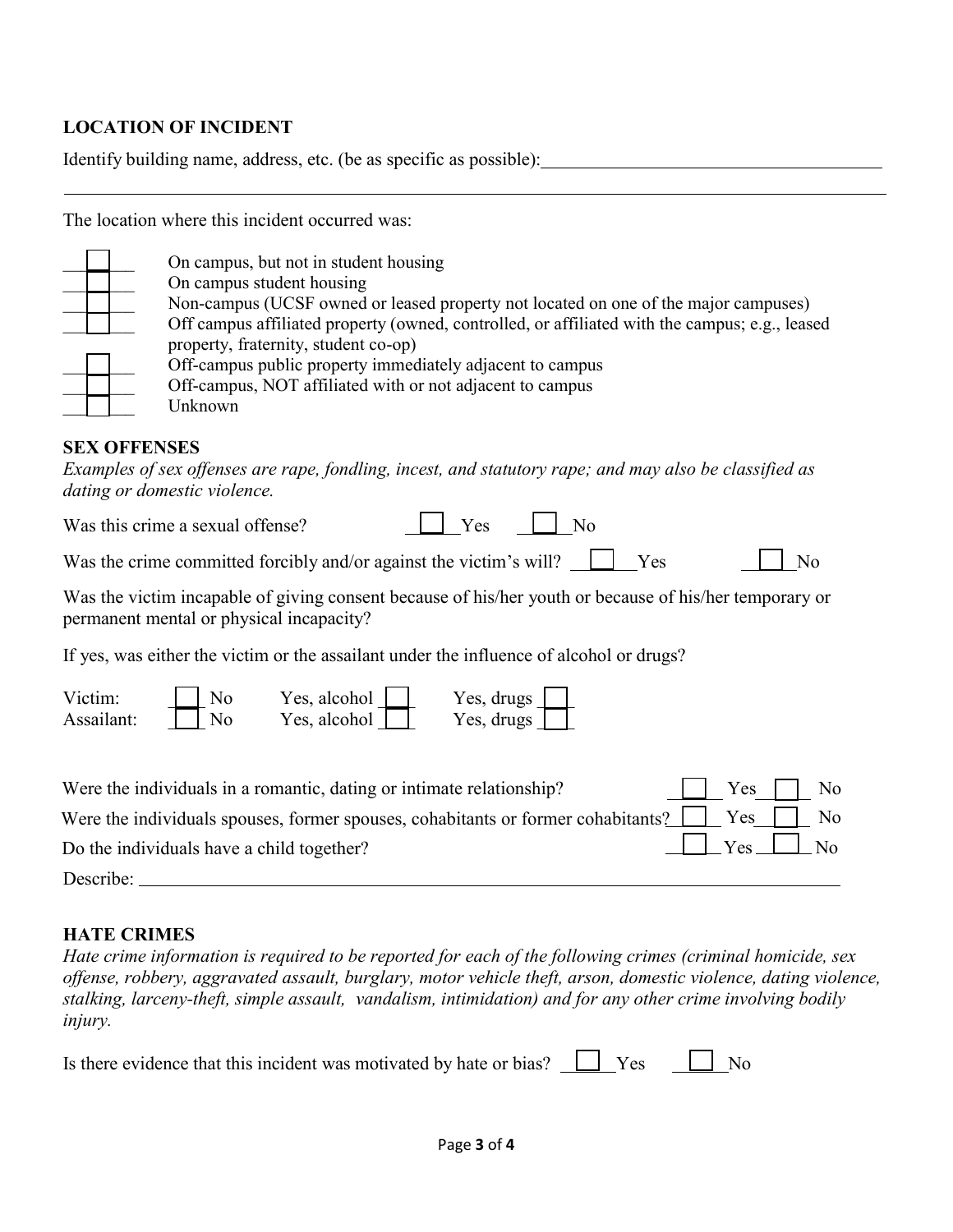**LOCATION OF INCIDENT**

Identify building name, address, etc. (be as specific as possible): ______________________________________

_____________________________________________________________________________________

The location where this incident occurred was:

- ☐ On campus, but not in student housing
- ☐ On campus student housing
- ☐ Non-campus (UCSF owned or leased property not located on one of the major campuses)
- ☐ Off campus affiliated property (owned, controlled, or affiliated with the campus; e.g., leased property, fraternity, student co-op)
- ☐ Off-campus public property immediately adjacent to campus
- ☐ Off-campus, NOT affiliated with or not adjacent to campus
- ☐ Unknown

**SEX OFFENSES**

*Examples of sex offenses are rape, fondling, incest, and statutory rape; and may also be classified as dating or domestic violence.*

Was this crime a sexual offense? ☐ Yes ☐ No

Was the crime committed forcibly and/or against the victim's will? ☐ Yes ☐ No

Was the victim incapable of giving consent because of his/her youth or because of his/her temporary or permanent mental or physical incapacity?

If yes, was either the victim or the assailant under the influence of alcohol or drugs?

Victim: ☐ No Yes, alcohol ☐ Yes, drugs ☐

Assailant: ☐ No Yes, alcohol ☐ Yes, drugs ☐

Were the individuals in a romantic, dating or intimate relationship? ☐ Yes ☐ No

Were the individuals spouses, former spouses, cohabitants or former cohabitants? ☐ Yes ☐ No

Do the individuals have a child together? ☐ Yes ☐ No

Describe: ______________________________________________________________________

**HATE CRIMES**

*Hate crime information is required to be reported for each of the following crimes (criminal homicide, sex offense, robbery, aggravated assault, burglary, motor vehicle theft, arson, domestic violence, dating violence, stalking, larceny-theft, simple assault, vandalism, intimidation) and for any other crime involving bodily injury.*

Is there evidence that this incident was motivated by hate or bias? ☐ Yes ☐ No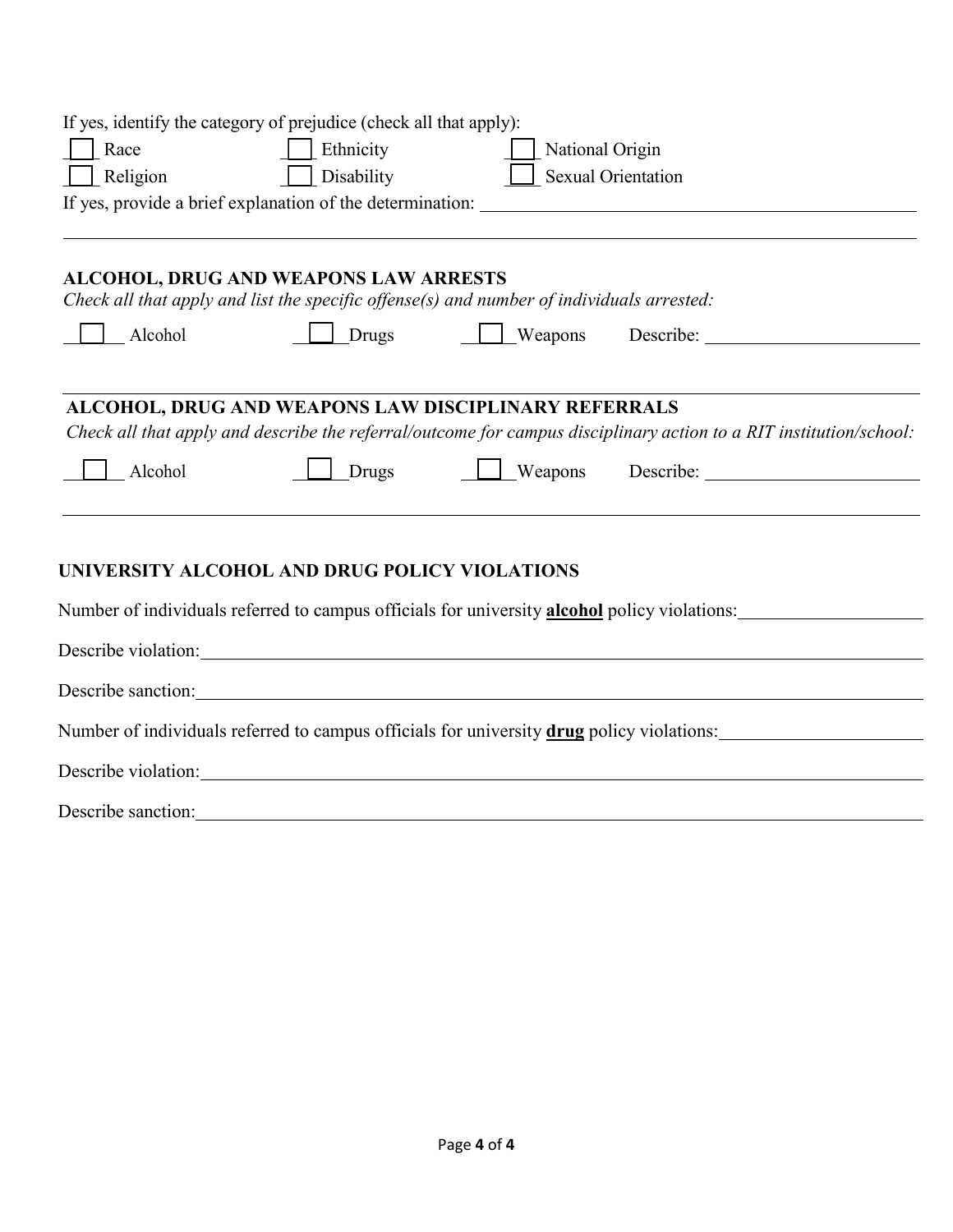If yes, identify the category of prejudice (check all that apply):

☐ Race ☐ Ethnicity ☐ National Origin

☐ Religion ☐ Disability ☐ Sexual Orientation

If yes, provide a brief explanation of the determination: ____________________

____________________________________________________________

**ALCOHOL, DRUG AND WEAPONS LAW ARRESTS**

*Check all that apply and list the specific offense(s) and number of individuals arrested:*

☐ Alcohol ☐ Drugs ☐ Weapons Describe: ____________________

____________________________________________________________

**ALCOHOL, DRUG AND WEAPONS LAW DISCIPLINARY REFERRALS**

*Check all that apply and describe the referral/outcome for campus disciplinary action to a RIT institution/school:*

☐ Alcohol ☐ Drugs ☐ Weapons Describe: ____________________

____________________________________________________________

**UNIVERSITY ALCOHOL AND DRUG POLICY VIOLATIONS**

Number of individuals referred to campus officials for university **alcohol** policy violations: ____________________

Describe violation: ____________________

Describe sanction: ____________________

Number of individuals referred to campus officials for university **drug** policy violations: ____________________

Describe violation: ____________________

Describe sanction: ____________________